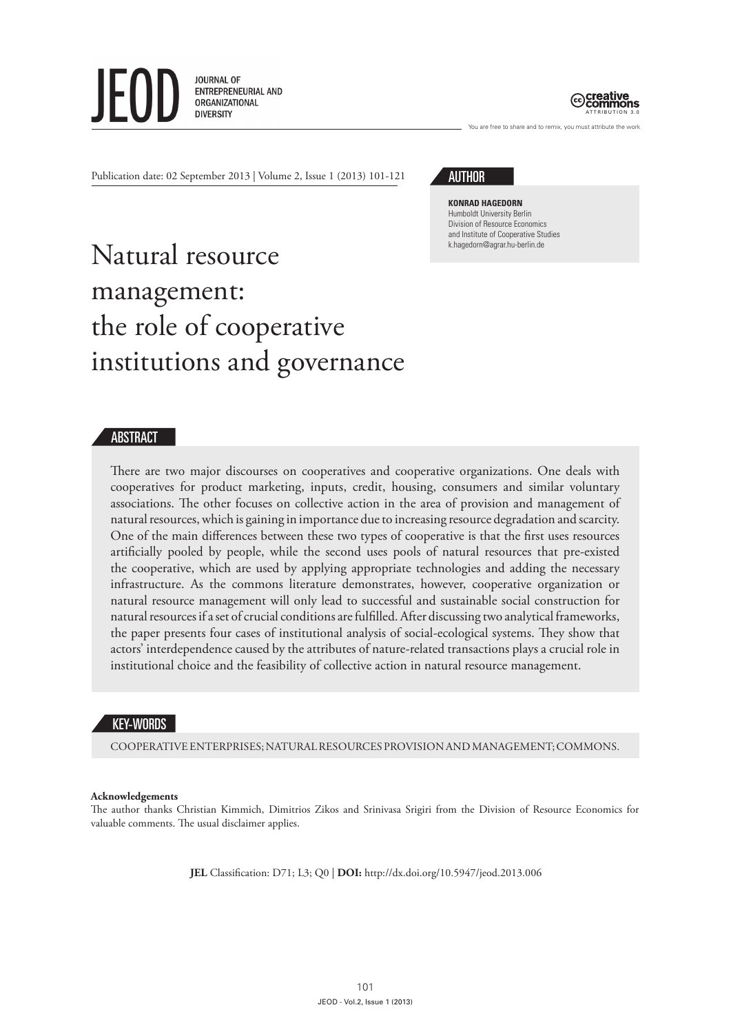Publication date: 02 September 2013 | Volume 2, Issue 1 (2013) 101-121

## AUTHOR

**KONRAD HAGEDORN**
Humboldt University Berlin
Division of Resource Economics
and Institute of Cooperative Studies
k.hagedorn@agrar.hu-berlin.de

# Natural resource management: the role of cooperative institutions and governance

## ABSTRACT

There are two major discourses on cooperatives and cooperative organizations. One deals with cooperatives for product marketing, inputs, credit, housing, consumers and similar voluntary associations. The other focuses on collective action in the area of provision and management of natural resources, which is gaining in importance due to increasing resource degradation and scarcity. One of the main differences between these two types of cooperative is that the first uses resources artificially pooled by people, while the second uses pools of natural resources that pre-existed the cooperative, which are used by applying appropriate technologies and adding the necessary infrastructure. As the commons literature demonstrates, however, cooperative organization or natural resource management will only lead to successful and sustainable social construction for natural resources if a set of crucial conditions are fulfilled. After discussing two analytical frameworks, the paper presents four cases of institutional analysis of social-ecological systems. They show that actors' interdependence caused by the attributes of nature-related transactions plays a crucial role in institutional choice and the feasibility of collective action in natural resource management.

## KEY-WORDS

COOPERATIVE ENTERPRISES; NATURAL RESOURCES PROVISION AND MANAGEMENT; COMMONS.

**Acknowledgements**
The author thanks Christian Kimmich, Dimitrios Zikos and Srinivasa Srigiri from the Division of Resource Economics for valuable comments. The usual disclaimer applies.

**JEL** Classification: D71; L3; Q0 | **DOI:** http://dx.doi.org/10.5947/jeod.2013.006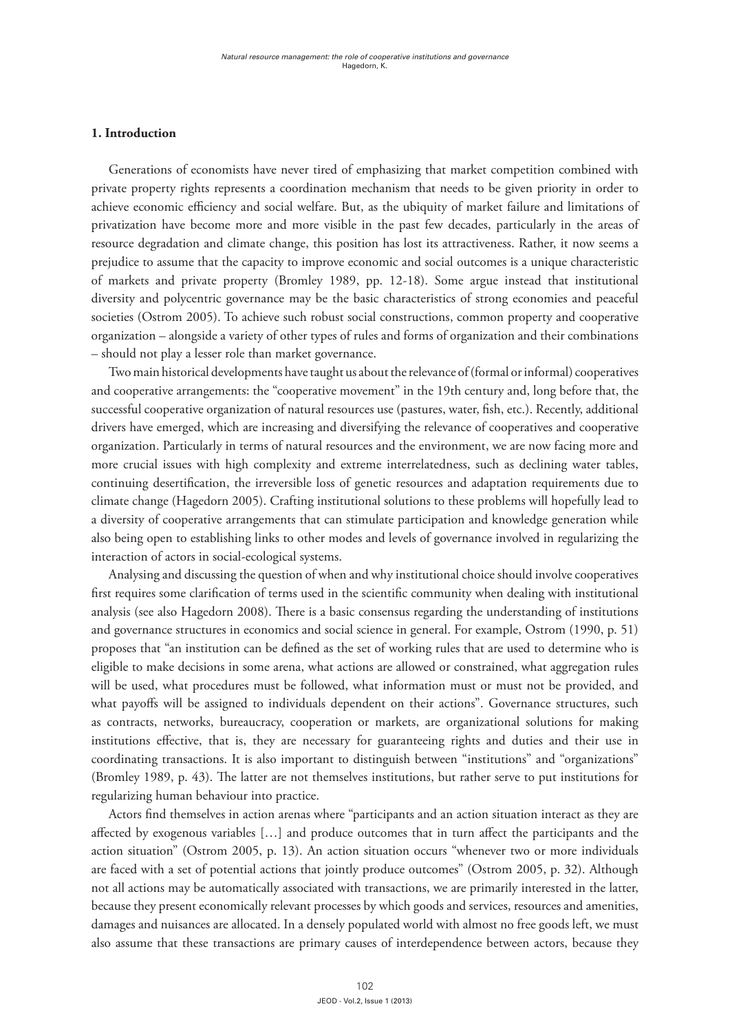## 1. Introduction

Generations of economists have never tired of emphasizing that market competition combined with private property rights represents a coordination mechanism that needs to be given priority in order to achieve economic efficiency and social welfare. But, as the ubiquity of market failure and limitations of privatization have become more and more visible in the past few decades, particularly in the areas of resource degradation and climate change, this position has lost its attractiveness. Rather, it now seems a prejudice to assume that the capacity to improve economic and social outcomes is a unique characteristic of markets and private property (Bromley 1989, pp. 12-18). Some argue instead that institutional diversity and polycentric governance may be the basic characteristics of strong economies and peaceful societies (Ostrom 2005). To achieve such robust social constructions, common property and cooperative organization – alongside a variety of other types of rules and forms of organization and their combinations – should not play a lesser role than market governance.

Two main historical developments have taught us about the relevance of (formal or informal) cooperatives and cooperative arrangements: the "cooperative movement" in the 19th century and, long before that, the successful cooperative organization of natural resources use (pastures, water, fish, etc.). Recently, additional drivers have emerged, which are increasing and diversifying the relevance of cooperatives and cooperative organization. Particularly in terms of natural resources and the environment, we are now facing more and more crucial issues with high complexity and extreme interrelatedness, such as declining water tables, continuing desertification, the irreversible loss of genetic resources and adaptation requirements due to climate change (Hagedorn 2005). Crafting institutional solutions to these problems will hopefully lead to a diversity of cooperative arrangements that can stimulate participation and knowledge generation while also being open to establishing links to other modes and levels of governance involved in regularizing the interaction of actors in social-ecological systems.

Analysing and discussing the question of when and why institutional choice should involve cooperatives first requires some clarification of terms used in the scientific community when dealing with institutional analysis (see also Hagedorn 2008). There is a basic consensus regarding the understanding of institutions and governance structures in economics and social science in general. For example, Ostrom (1990, p. 51) proposes that "an institution can be defined as the set of working rules that are used to determine who is eligible to make decisions in some arena, what actions are allowed or constrained, what aggregation rules will be used, what procedures must be followed, what information must or must not be provided, and what payoffs will be assigned to individuals dependent on their actions". Governance structures, such as contracts, networks, bureaucracy, cooperation or markets, are organizational solutions for making institutions effective, that is, they are necessary for guaranteeing rights and duties and their use in coordinating transactions. It is also important to distinguish between "institutions" and "organizations" (Bromley 1989, p. 43). The latter are not themselves institutions, but rather serve to put institutions for regularizing human behaviour into practice.

Actors find themselves in action arenas where "participants and an action situation interact as they are affected by exogenous variables […] and produce outcomes that in turn affect the participants and the action situation" (Ostrom 2005, p. 13). An action situation occurs "whenever two or more individuals are faced with a set of potential actions that jointly produce outcomes" (Ostrom 2005, p. 32). Although not all actions may be automatically associated with transactions, we are primarily interested in the latter, because they present economically relevant processes by which goods and services, resources and amenities, damages and nuisances are allocated. In a densely populated world with almost no free goods left, we must also assume that these transactions are primary causes of interdependence between actors, because they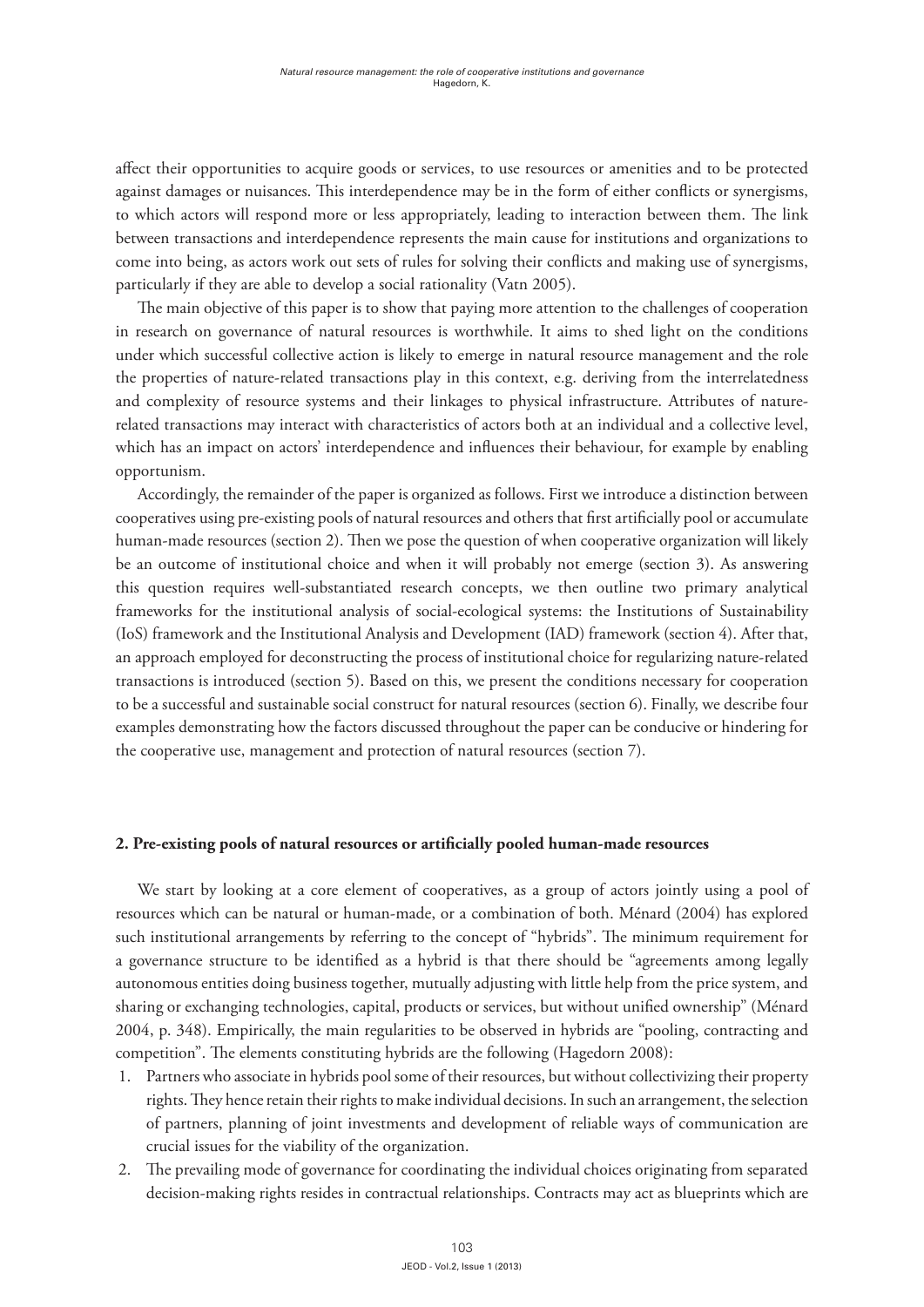affect their opportunities to acquire goods or services, to use resources or amenities and to be protected against damages or nuisances. This interdependence may be in the form of either conflicts or synergisms, to which actors will respond more or less appropriately, leading to interaction between them. The link between transactions and interdependence represents the main cause for institutions and organizations to come into being, as actors work out sets of rules for solving their conflicts and making use of synergisms, particularly if they are able to develop a social rationality (Vatn 2005).

The main objective of this paper is to show that paying more attention to the challenges of cooperation in research on governance of natural resources is worthwhile. It aims to shed light on the conditions under which successful collective action is likely to emerge in natural resource management and the role the properties of nature-related transactions play in this context, e.g. deriving from the interrelatedness and complexity of resource systems and their linkages to physical infrastructure. Attributes of nature-related transactions may interact with characteristics of actors both at an individual and a collective level, which has an impact on actors' interdependence and influences their behaviour, for example by enabling opportunism.

Accordingly, the remainder of the paper is organized as follows. First we introduce a distinction between cooperatives using pre-existing pools of natural resources and others that first artificially pool or accumulate human-made resources (section 2). Then we pose the question of when cooperative organization will likely be an outcome of institutional choice and when it will probably not emerge (section 3). As answering this question requires well-substantiated research concepts, we then outline two primary analytical frameworks for the institutional analysis of social-ecological systems: the Institutions of Sustainability (IoS) framework and the Institutional Analysis and Development (IAD) framework (section 4). After that, an approach employed for deconstructing the process of institutional choice for regularizing nature-related transactions is introduced (section 5). Based on this, we present the conditions necessary for cooperation to be a successful and sustainable social construct for natural resources (section 6). Finally, we describe four examples demonstrating how the factors discussed throughout the paper can be conducive or hindering for the cooperative use, management and protection of natural resources (section 7).

## 2. Pre-existing pools of natural resources or artificially pooled human-made resources

We start by looking at a core element of cooperatives, as a group of actors jointly using a pool of resources which can be natural or human-made, or a combination of both. Ménard (2004) has explored such institutional arrangements by referring to the concept of "hybrids". The minimum requirement for a governance structure to be identified as a hybrid is that there should be "agreements among legally autonomous entities doing business together, mutually adjusting with little help from the price system, and sharing or exchanging technologies, capital, products or services, but without unified ownership" (Ménard 2004, p. 348). Empirically, the main regularities to be observed in hybrids are "pooling, contracting and competition". The elements constituting hybrids are the following (Hagedorn 2008):

1. Partners who associate in hybrids pool some of their resources, but without collectivizing their property rights. They hence retain their rights to make individual decisions. In such an arrangement, the selection of partners, planning of joint investments and development of reliable ways of communication are crucial issues for the viability of the organization.
2. The prevailing mode of governance for coordinating the individual choices originating from separated decision-making rights resides in contractual relationships. Contracts may act as blueprints which are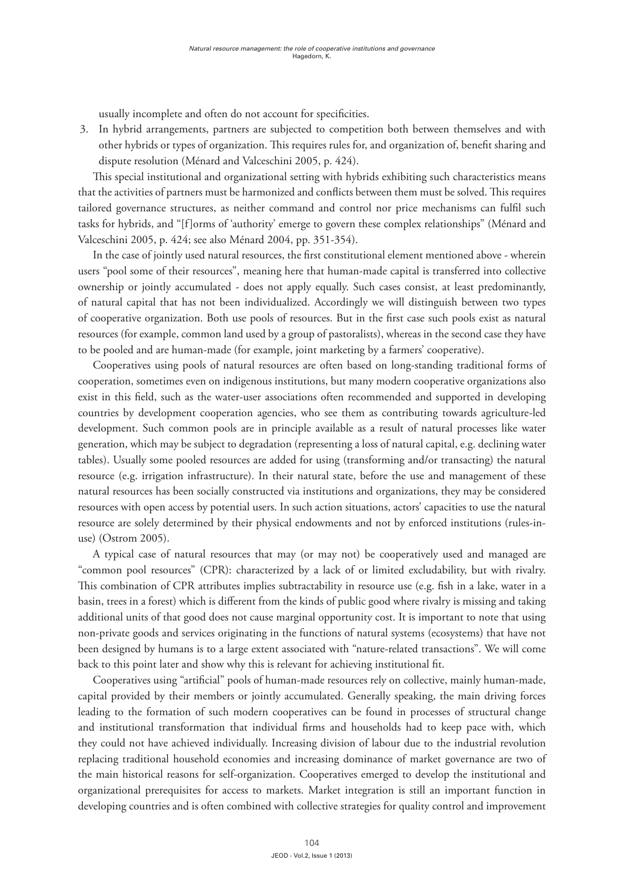usually incomplete and often do not account for specificities.

3. In hybrid arrangements, partners are subjected to competition both between themselves and with other hybrids or types of organization. This requires rules for, and organization of, benefit sharing and dispute resolution (Ménard and Valceschini 2005, p. 424).

This special institutional and organizational setting with hybrids exhibiting such characteristics means that the activities of partners must be harmonized and conflicts between them must be solved. This requires tailored governance structures, as neither command and control nor price mechanisms can fulfil such tasks for hybrids, and "[f]orms of 'authority' emerge to govern these complex relationships" (Ménard and Valceschini 2005, p. 424; see also Ménard 2004, pp. 351-354).

In the case of jointly used natural resources, the first constitutional element mentioned above - wherein users "pool some of their resources", meaning here that human-made capital is transferred into collective ownership or jointly accumulated - does not apply equally. Such cases consist, at least predominantly, of natural capital that has not been individualized. Accordingly we will distinguish between two types of cooperative organization. Both use pools of resources. But in the first case such pools exist as natural resources (for example, common land used by a group of pastoralists), whereas in the second case they have to be pooled and are human-made (for example, joint marketing by a farmers' cooperative).

Cooperatives using pools of natural resources are often based on long-standing traditional forms of cooperation, sometimes even on indigenous institutions, but many modern cooperative organizations also exist in this field, such as the water-user associations often recommended and supported in developing countries by development cooperation agencies, who see them as contributing towards agriculture-led development. Such common pools are in principle available as a result of natural processes like water generation, which may be subject to degradation (representing a loss of natural capital, e.g. declining water tables). Usually some pooled resources are added for using (transforming and/or transacting) the natural resource (e.g. irrigation infrastructure). In their natural state, before the use and management of these natural resources has been socially constructed via institutions and organizations, they may be considered resources with open access by potential users. In such action situations, actors' capacities to use the natural resource are solely determined by their physical endowments and not by enforced institutions (rules-in-use) (Ostrom 2005).

A typical case of natural resources that may (or may not) be cooperatively used and managed are "common pool resources" (CPR): characterized by a lack of or limited excludability, but with rivalry. This combination of CPR attributes implies subtractability in resource use (e.g. fish in a lake, water in a basin, trees in a forest) which is different from the kinds of public good where rivalry is missing and taking additional units of that good does not cause marginal opportunity cost. It is important to note that using non-private goods and services originating in the functions of natural systems (ecosystems) that have not been designed by humans is to a large extent associated with "nature-related transactions". We will come back to this point later and show why this is relevant for achieving institutional fit.

Cooperatives using "artificial" pools of human-made resources rely on collective, mainly human-made, capital provided by their members or jointly accumulated. Generally speaking, the main driving forces leading to the formation of such modern cooperatives can be found in processes of structural change and institutional transformation that individual firms and households had to keep pace with, which they could not have achieved individually. Increasing division of labour due to the industrial revolution replacing traditional household economies and increasing dominance of market governance are two of the main historical reasons for self-organization. Cooperatives emerged to develop the institutional and organizational prerequisites for access to markets. Market integration is still an important function in developing countries and is often combined with collective strategies for quality control and improvement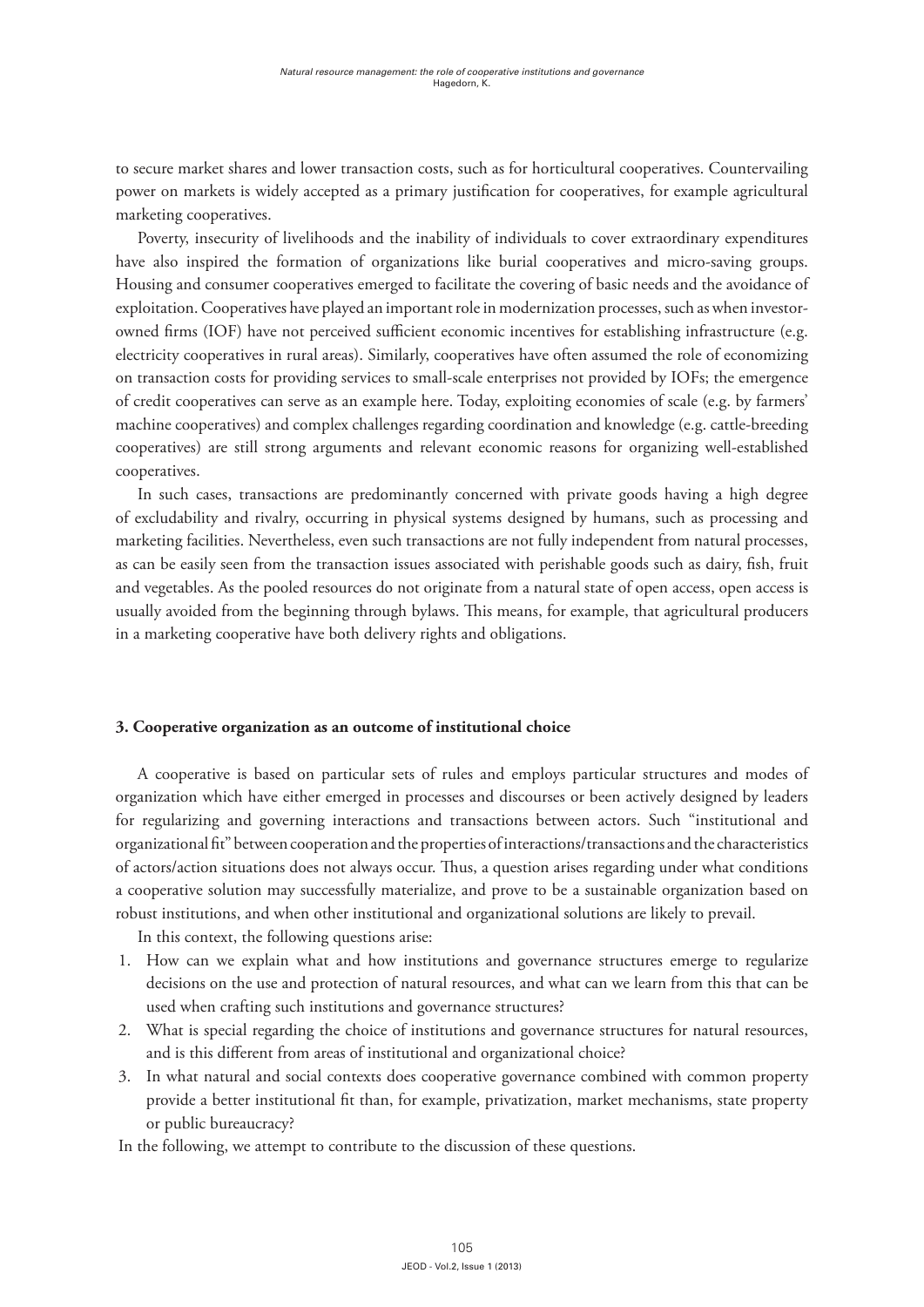to secure market shares and lower transaction costs, such as for horticultural cooperatives. Countervailing power on markets is widely accepted as a primary justification for cooperatives, for example agricultural marketing cooperatives.

Poverty, insecurity of livelihoods and the inability of individuals to cover extraordinary expenditures have also inspired the formation of organizations like burial cooperatives and micro-saving groups. Housing and consumer cooperatives emerged to facilitate the covering of basic needs and the avoidance of exploitation. Cooperatives have played an important role in modernization processes, such as when investor-owned firms (IOF) have not perceived sufficient economic incentives for establishing infrastructure (e.g. electricity cooperatives in rural areas). Similarly, cooperatives have often assumed the role of economizing on transaction costs for providing services to small-scale enterprises not provided by IOFs; the emergence of credit cooperatives can serve as an example here. Today, exploiting economies of scale (e.g. by farmers' machine cooperatives) and complex challenges regarding coordination and knowledge (e.g. cattle-breeding cooperatives) are still strong arguments and relevant economic reasons for organizing well-established cooperatives.

In such cases, transactions are predominantly concerned with private goods having a high degree of excludability and rivalry, occurring in physical systems designed by humans, such as processing and marketing facilities. Nevertheless, even such transactions are not fully independent from natural processes, as can be easily seen from the transaction issues associated with perishable goods such as dairy, fish, fruit and vegetables. As the pooled resources do not originate from a natural state of open access, open access is usually avoided from the beginning through bylaws. This means, for example, that agricultural producers in a marketing cooperative have both delivery rights and obligations.

## 3. Cooperative organization as an outcome of institutional choice

A cooperative is based on particular sets of rules and employs particular structures and modes of organization which have either emerged in processes and discourses or been actively designed by leaders for regularizing and governing interactions and transactions between actors. Such "institutional and organizational fit" between cooperation and the properties of interactions/transactions and the characteristics of actors/action situations does not always occur. Thus, a question arises regarding under what conditions a cooperative solution may successfully materialize, and prove to be a sustainable organization based on robust institutions, and when other institutional and organizational solutions are likely to prevail.

In this context, the following questions arise:

1. How can we explain what and how institutions and governance structures emerge to regularize decisions on the use and protection of natural resources, and what can we learn from this that can be used when crafting such institutions and governance structures?
2. What is special regarding the choice of institutions and governance structures for natural resources, and is this different from areas of institutional and organizational choice?
3. In what natural and social contexts does cooperative governance combined with common property provide a better institutional fit than, for example, privatization, market mechanisms, state property or public bureaucracy?

In the following, we attempt to contribute to the discussion of these questions.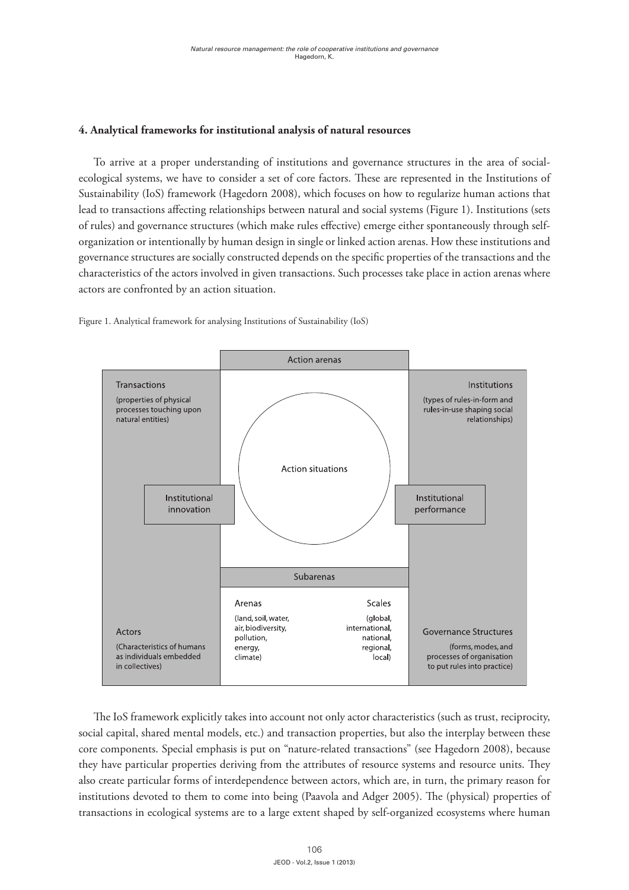### 4. Analytical frameworks for institutional analysis of natural resources

To arrive at a proper understanding of institutions and governance structures in the area of social-ecological systems, we have to consider a set of core factors. These are represented in the Institutions of Sustainability (IoS) framework (Hagedorn 2008), which focuses on how to regularize human actions that lead to transactions affecting relationships between natural and social systems (Figure 1). Institutions (sets of rules) and governance structures (which make rules effective) emerge either spontaneously through self-organization or intentionally by human design in single or linked action arenas. How these institutions and governance structures are socially constructed depends on the specific properties of the transactions and the characteristics of the actors involved in given transactions. Such processes take place in action arenas where actors are confronted by an action situation.

Figure 1. Analytical framework for analysing Institutions of Sustainability (IoS)

Action arenas

Transactions (properties of physical processes touching upon natural entities)

Institutions (types of rules-in-form and rules-in-use shaping social relationships)

Action situations

Institutional innovation

Institutional performance

Subarenas

Arenas (land, soil, water, air, biodiversity, pollution, energy, climate)

Scales (global, international, national, regional, local)

Actors (Characteristics of humans as individuals embedded in collectives)

Governance Structures (forms, modes, and processes of organisation to put rules into practice)

The IoS framework explicitly takes into account not only actor characteristics (such as trust, reciprocity, social capital, shared mental models, etc.) and transaction properties, but also the interplay between these core components. Special emphasis is put on "nature-related transactions" (see Hagedorn 2008), because they have particular properties deriving from the attributes of resource systems and resource units. They also create particular forms of interdependence between actors, which are, in turn, the primary reason for institutions devoted to them to come into being (Paavola and Adger 2005). The (physical) properties of transactions in ecological systems are to a large extent shaped by self-organized ecosystems where human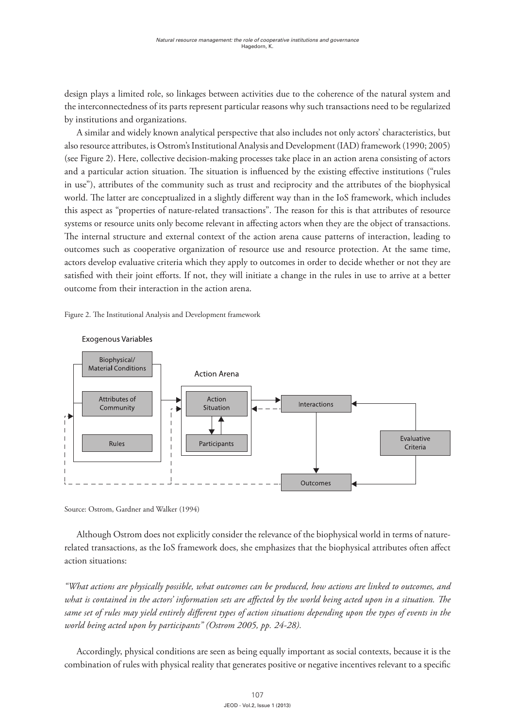design plays a limited role, so linkages between activities due to the coherence of the natural system and the interconnectedness of its parts represent particular reasons why such transactions need to be regularized by institutions and organizations.

A similar and widely known analytical perspective that also includes not only actors' characteristics, but also resource attributes, is Ostrom's Institutional Analysis and Development (IAD) framework (1990; 2005) (see Figure 2). Here, collective decision-making processes take place in an action arena consisting of actors and a particular action situation. The situation is influenced by the existing effective institutions ("rules in use"), attributes of the community such as trust and reciprocity and the attributes of the biophysical world. The latter are conceptualized in a slightly different way than in the IoS framework, which includes this aspect as "properties of nature-related transactions". The reason for this is that attributes of resource systems or resource units only become relevant in affecting actors when they are the object of transactions. The internal structure and external context of the action arena cause patterns of interaction, leading to outcomes such as cooperative organization of resource use and resource protection. At the same time, actors develop evaluative criteria which they apply to outcomes in order to decide whether or not they are satisfied with their joint efforts. If not, they will initiate a change in the rules in use to arrive at a better outcome from their interaction in the action arena.

Figure 2. The Institutional Analysis and Development framework

Exogenous Variables: Biophysical/Material Conditions; Attributes of Community; Rules

Action Arena: Action Situation; Participants

Interactions

Evaluative Criteria

Outcomes

Source: Ostrom, Gardner and Walker (1994)

Although Ostrom does not explicitly consider the relevance of the biophysical world in terms of nature-related transactions, as the IoS framework does, she emphasizes that the biophysical attributes often affect action situations:

*"What actions are physically possible, what outcomes can be produced, how actions are linked to outcomes, and what is contained in the actors' information sets are affected by the world being acted upon in a situation. The same set of rules may yield entirely different types of action situations depending upon the types of events in the world being acted upon by participants" (Ostrom 2005, pp. 24-28).*

Accordingly, physical conditions are seen as being equally important as social contexts, because it is the combination of rules with physical reality that generates positive or negative incentives relevant to a specific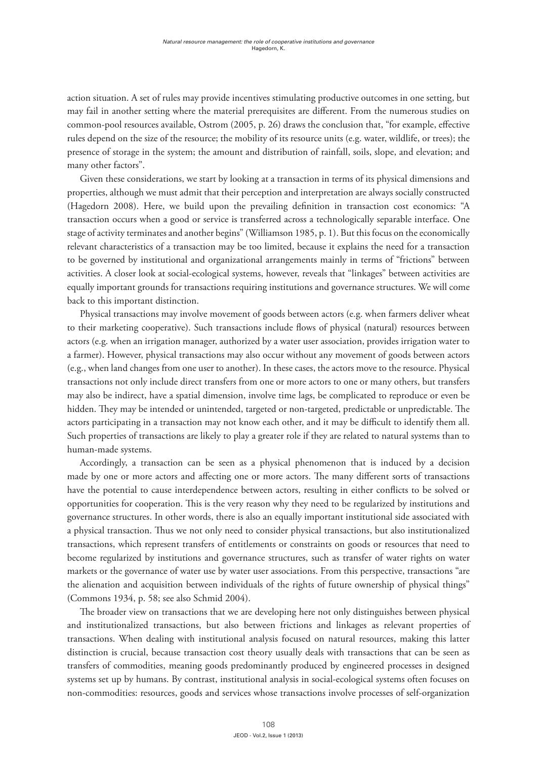action situation. A set of rules may provide incentives stimulating productive outcomes in one setting, but may fail in another setting where the material prerequisites are different. From the numerous studies on common-pool resources available, Ostrom (2005, p. 26) draws the conclusion that, "for example, effective rules depend on the size of the resource; the mobility of its resource units (e.g. water, wildlife, or trees); the presence of storage in the system; the amount and distribution of rainfall, soils, slope, and elevation; and many other factors".

Given these considerations, we start by looking at a transaction in terms of its physical dimensions and properties, although we must admit that their perception and interpretation are always socially constructed (Hagedorn 2008). Here, we build upon the prevailing definition in transaction cost economics: "A transaction occurs when a good or service is transferred across a technologically separable interface. One stage of activity terminates and another begins" (Williamson 1985, p. 1). But this focus on the economically relevant characteristics of a transaction may be too limited, because it explains the need for a transaction to be governed by institutional and organizational arrangements mainly in terms of "frictions" between activities. A closer look at social-ecological systems, however, reveals that "linkages" between activities are equally important grounds for transactions requiring institutions and governance structures. We will come back to this important distinction.

Physical transactions may involve movement of goods between actors (e.g. when farmers deliver wheat to their marketing cooperative). Such transactions include flows of physical (natural) resources between actors (e.g. when an irrigation manager, authorized by a water user association, provides irrigation water to a farmer). However, physical transactions may also occur without any movement of goods between actors (e.g., when land changes from one user to another). In these cases, the actors move to the resource. Physical transactions not only include direct transfers from one or more actors to one or many others, but transfers may also be indirect, have a spatial dimension, involve time lags, be complicated to reproduce or even be hidden. They may be intended or unintended, targeted or non-targeted, predictable or unpredictable. The actors participating in a transaction may not know each other, and it may be difficult to identify them all. Such properties of transactions are likely to play a greater role if they are related to natural systems than to human-made systems.

Accordingly, a transaction can be seen as a physical phenomenon that is induced by a decision made by one or more actors and affecting one or more actors. The many different sorts of transactions have the potential to cause interdependence between actors, resulting in either conflicts to be solved or opportunities for cooperation. This is the very reason why they need to be regularized by institutions and governance structures. In other words, there is also an equally important institutional side associated with a physical transaction. Thus we not only need to consider physical transactions, but also institutionalized transactions, which represent transfers of entitlements or constraints on goods or resources that need to become regularized by institutions and governance structures, such as transfer of water rights on water markets or the governance of water use by water user associations. From this perspective, transactions "are the alienation and acquisition between individuals of the rights of future ownership of physical things" (Commons 1934, p. 58; see also Schmid 2004).

The broader view on transactions that we are developing here not only distinguishes between physical and institutionalized transactions, but also between frictions and linkages as relevant properties of transactions. When dealing with institutional analysis focused on natural resources, making this latter distinction is crucial, because transaction cost theory usually deals with transactions that can be seen as transfers of commodities, meaning goods predominantly produced by engineered processes in designed systems set up by humans. By contrast, institutional analysis in social-ecological systems often focuses on non-commodities: resources, goods and services whose transactions involve processes of self-organization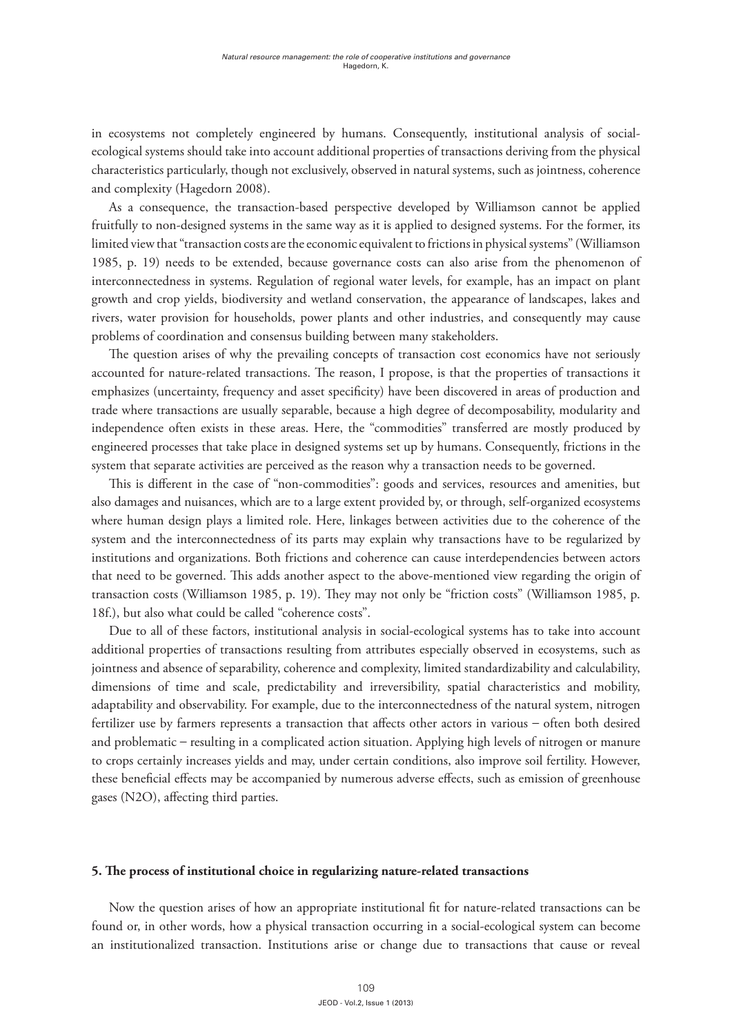in ecosystems not completely engineered by humans. Consequently, institutional analysis of social-ecological systems should take into account additional properties of transactions deriving from the physical characteristics particularly, though not exclusively, observed in natural systems, such as jointness, coherence and complexity (Hagedorn 2008).

As a consequence, the transaction-based perspective developed by Williamson cannot be applied fruitfully to non-designed systems in the same way as it is applied to designed systems. For the former, its limited view that "transaction costs are the economic equivalent to frictions in physical systems" (Williamson 1985, p. 19) needs to be extended, because governance costs can also arise from the phenomenon of interconnectedness in systems. Regulation of regional water levels, for example, has an impact on plant growth and crop yields, biodiversity and wetland conservation, the appearance of landscapes, lakes and rivers, water provision for households, power plants and other industries, and consequently may cause problems of coordination and consensus building between many stakeholders.

The question arises of why the prevailing concepts of transaction cost economics have not seriously accounted for nature-related transactions. The reason, I propose, is that the properties of transactions it emphasizes (uncertainty, frequency and asset specificity) have been discovered in areas of production and trade where transactions are usually separable, because a high degree of decomposability, modularity and independence often exists in these areas. Here, the "commodities" transferred are mostly produced by engineered processes that take place in designed systems set up by humans. Consequently, frictions in the system that separate activities are perceived as the reason why a transaction needs to be governed.

This is different in the case of "non-commodities": goods and services, resources and amenities, but also damages and nuisances, which are to a large extent provided by, or through, self-organized ecosystems where human design plays a limited role. Here, linkages between activities due to the coherence of the system and the interconnectedness of its parts may explain why transactions have to be regularized by institutions and organizations. Both frictions and coherence can cause interdependencies between actors that need to be governed. This adds another aspect to the above-mentioned view regarding the origin of transaction costs (Williamson 1985, p. 19). They may not only be "friction costs" (Williamson 1985, p. 18f.), but also what could be called "coherence costs".

Due to all of these factors, institutional analysis in social-ecological systems has to take into account additional properties of transactions resulting from attributes especially observed in ecosystems, such as jointness and absence of separability, coherence and complexity, limited standardizability and calculability, dimensions of time and scale, predictability and irreversibility, spatial characteristics and mobility, adaptability and observability. For example, due to the interconnectedness of the natural system, nitrogen fertilizer use by farmers represents a transaction that affects other actors in various – often both desired and problematic – resulting in a complicated action situation. Applying high levels of nitrogen or manure to crops certainly increases yields and may, under certain conditions, also improve soil fertility. However, these beneficial effects may be accompanied by numerous adverse effects, such as emission of greenhouse gases ($N2O$), affecting third parties.

## 5. The process of institutional choice in regularizing nature-related transactions

Now the question arises of how an appropriate institutional fit for nature-related transactions can be found or, in other words, how a physical transaction occurring in a social-ecological system can become an institutionalized transaction. Institutions arise or change due to transactions that cause or reveal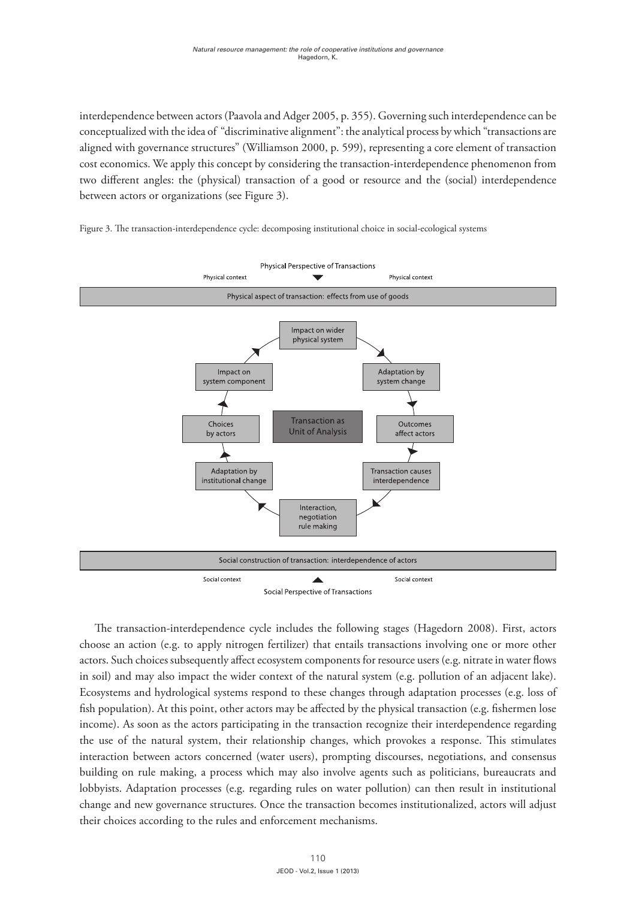interdependence between actors (Paavola and Adger 2005, p. 355). Governing such interdependence can be conceptualized with the idea of "discriminative alignment": the analytical process by which "transactions are aligned with governance structures" (Williamson 2000, p. 599), representing a core element of transaction cost economics. We apply this concept by considering the transaction-interdependence phenomenon from two different angles: the (physical) transaction of a good or resource and the (social) interdependence between actors or organizations (see Figure 3).

Figure 3. The transaction-interdependence cycle: decomposing institutional choice in social-ecological systems

The transaction-interdependence cycle includes the following stages (Hagedorn 2008). First, actors choose an action (e.g. to apply nitrogen fertilizer) that entails transactions involving one or more other actors. Such choices subsequently affect ecosystem components for resource users (e.g. nitrate in water flows in soil) and may also impact the wider context of the natural system (e.g. pollution of an adjacent lake). Ecosystems and hydrological systems respond to these changes through adaptation processes (e.g. loss of fish population). At this point, other actors may be affected by the physical transaction (e.g. fishermen lose income). As soon as the actors participating in the transaction recognize their interdependence regarding the use of the natural system, their relationship changes, which provokes a response. This stimulates interaction between actors concerned (water users), prompting discourses, negotiations, and consensus building on rule making, a process which may also involve agents such as politicians, bureaucrats and lobbyists. Adaptation processes (e.g. regarding rules on water pollution) can then result in institutional change and new governance structures. Once the transaction becomes institutionalized, actors will adjust their choices according to the rules and enforcement mechanisms.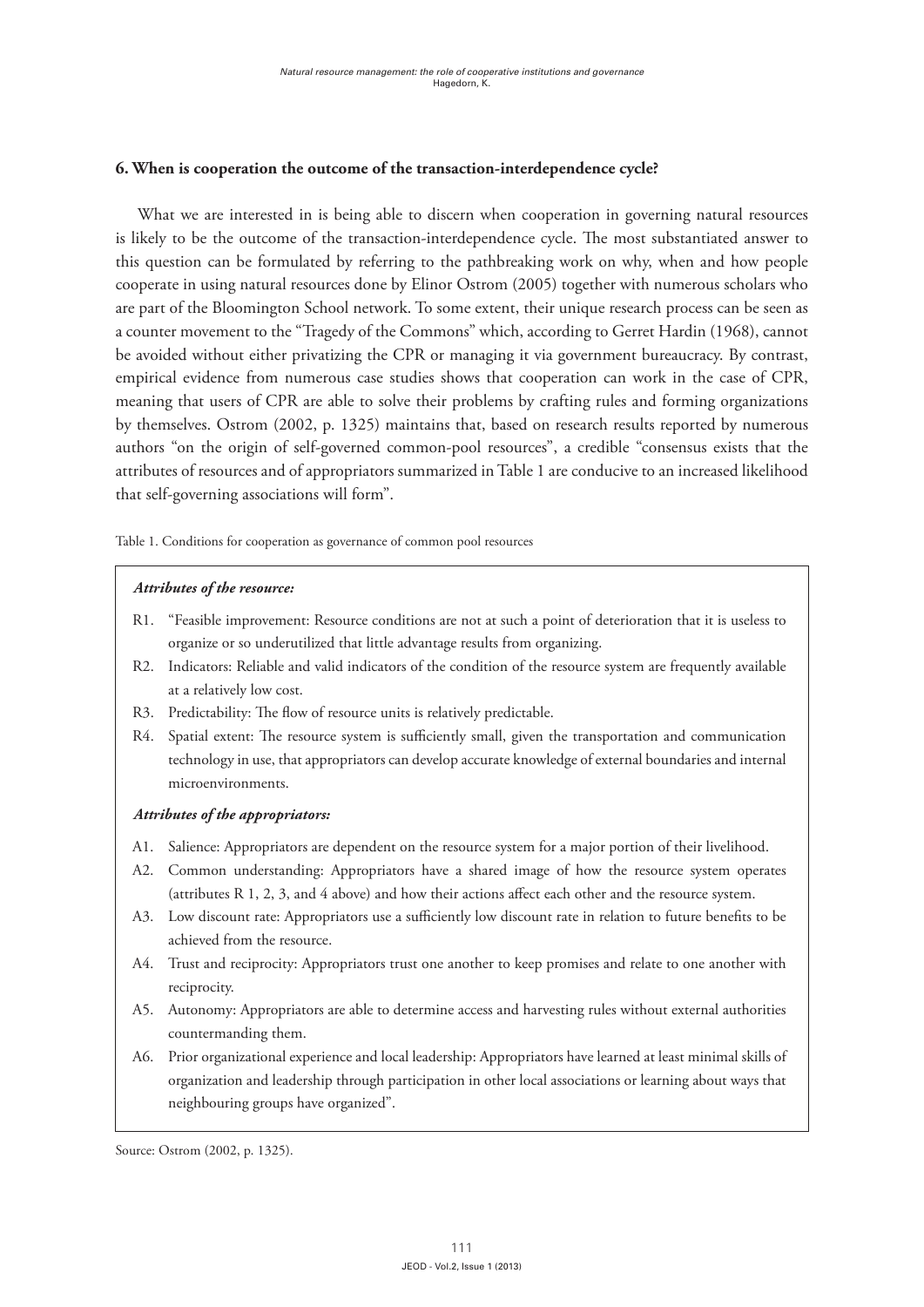## 6. When is cooperation the outcome of the transaction-interdependence cycle?

What we are interested in is being able to discern when cooperation in governing natural resources is likely to be the outcome of the transaction-interdependence cycle. The most substantiated answer to this question can be formulated by referring to the pathbreaking work on why, when and how people cooperate in using natural resources done by Elinor Ostrom (2005) together with numerous scholars who are part of the Bloomington School network. To some extent, their unique research process can be seen as a counter movement to the "Tragedy of the Commons" which, according to Gerret Hardin (1968), cannot be avoided without either privatizing the CPR or managing it via government bureaucracy. By contrast, empirical evidence from numerous case studies shows that cooperation can work in the case of CPR, meaning that users of CPR are able to solve their problems by crafting rules and forming organizations by themselves. Ostrom (2002, p. 1325) maintains that, based on research results reported by numerous authors "on the origin of self-governed common-pool resources", a credible "consensus exists that the attributes of resources and of appropriators summarized in Table 1 are conducive to an increased likelihood that self-governing associations will form".

Table 1. Conditions for cooperation as governance of common pool resources

***Attributes of the resource:***

- R1. "Feasible improvement: Resource conditions are not at such a point of deterioration that it is useless to organize or so underutilized that little advantage results from organizing.
- R2. Indicators: Reliable and valid indicators of the condition of the resource system are frequently available at a relatively low cost.
- R3. Predictability: The flow of resource units is relatively predictable.
- R4. Spatial extent: The resource system is sufficiently small, given the transportation and communication technology in use, that appropriators can develop accurate knowledge of external boundaries and internal microenvironments.

***Attributes of the appropriators:***

- A1. Salience: Appropriators are dependent on the resource system for a major portion of their livelihood.
- A2. Common understanding: Appropriators have a shared image of how the resource system operates (attributes R 1, 2, 3, and 4 above) and how their actions affect each other and the resource system.
- A3. Low discount rate: Appropriators use a sufficiently low discount rate in relation to future benefits to be achieved from the resource.
- A4. Trust and reciprocity: Appropriators trust one another to keep promises and relate to one another with reciprocity.
- A5. Autonomy: Appropriators are able to determine access and harvesting rules without external authorities countermanding them.
- A6. Prior organizational experience and local leadership: Appropriators have learned at least minimal skills of organization and leadership through participation in other local associations or learning about ways that neighbouring groups have organized".

Source: Ostrom (2002, p. 1325).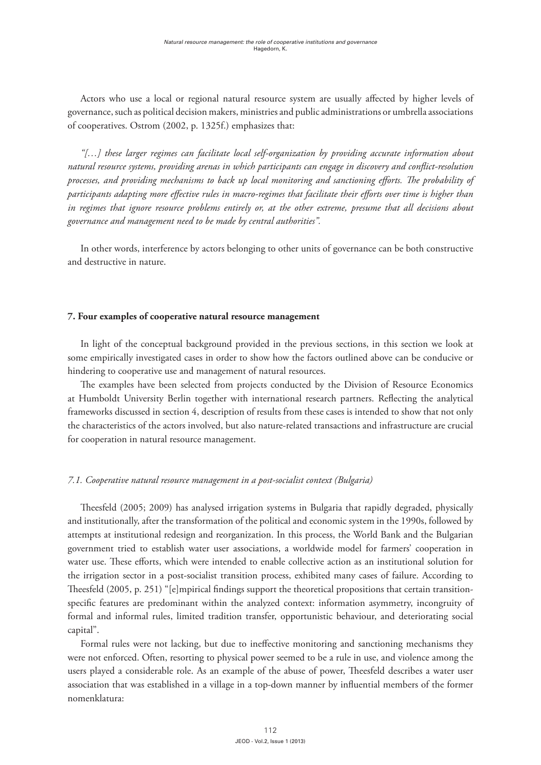Actors who use a local or regional natural resource system are usually affected by higher levels of governance, such as political decision makers, ministries and public administrations or umbrella associations of cooperatives. Ostrom (2002, p. 1325f.) emphasizes that:

*"[…] these larger regimes can facilitate local self-organization by providing accurate information about natural resource systems, providing arenas in which participants can engage in discovery and conflict-resolution processes, and providing mechanisms to back up local monitoring and sanctioning efforts. The probability of participants adapting more effective rules in macro-regimes that facilitate their efforts over time is higher than in regimes that ignore resource problems entirely or, at the other extreme, presume that all decisions about governance and management need to be made by central authorities".*

In other words, interference by actors belonging to other units of governance can be both constructive and destructive in nature.

## 7. Four examples of cooperative natural resource management

In light of the conceptual background provided in the previous sections, in this section we look at some empirically investigated cases in order to show how the factors outlined above can be conducive or hindering to cooperative use and management of natural resources.

The examples have been selected from projects conducted by the Division of Resource Economics at Humboldt University Berlin together with international research partners. Reflecting the analytical frameworks discussed in section 4, description of results from these cases is intended to show that not only the characteristics of the actors involved, but also nature-related transactions and infrastructure are crucial for cooperation in natural resource management.

### *7.1. Cooperative natural resource management in a post-socialist context (Bulgaria)*

Theesfeld (2005; 2009) has analysed irrigation systems in Bulgaria that rapidly degraded, physically and institutionally, after the transformation of the political and economic system in the 1990s, followed by attempts at institutional redesign and reorganization. In this process, the World Bank and the Bulgarian government tried to establish water user associations, a worldwide model for farmers' cooperation in water use. These efforts, which were intended to enable collective action as an institutional solution for the irrigation sector in a post-socialist transition process, exhibited many cases of failure. According to Theesfeld (2005, p. 251) "[e]mpirical findings support the theoretical propositions that certain transition-specific features are predominant within the analyzed context: information asymmetry, incongruity of formal and informal rules, limited tradition transfer, opportunistic behaviour, and deteriorating social capital".

Formal rules were not lacking, but due to ineffective monitoring and sanctioning mechanisms they were not enforced. Often, resorting to physical power seemed to be a rule in use, and violence among the users played a considerable role. As an example of the abuse of power, Theesfeld describes a water user association that was established in a village in a top-down manner by influential members of the former nomenklatura: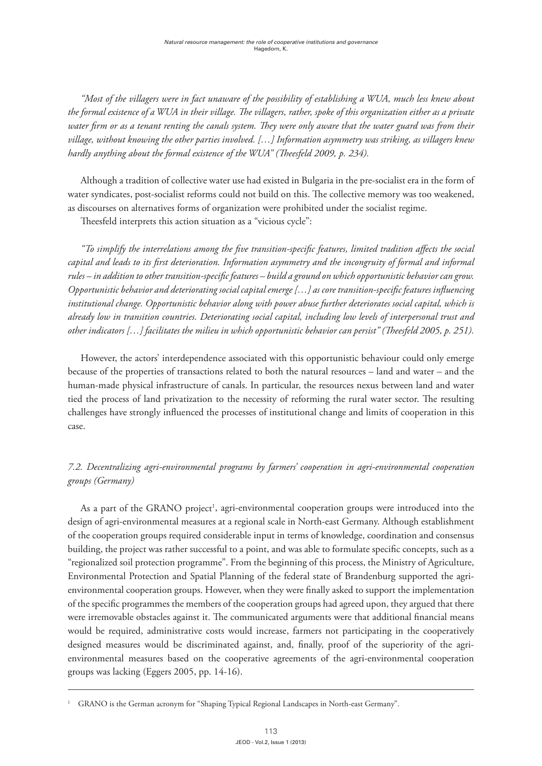*"Most of the villagers were in fact unaware of the possibility of establishing a WUA, much less knew about the formal existence of a WUA in their village. The villagers, rather, spoke of this organization either as a private water firm or as a tenant renting the canals system. They were only aware that the water guard was from their village, without knowing the other parties involved. […] Information asymmetry was striking, as villagers knew hardly anything about the formal existence of the WUA" (Theesfeld 2009, p. 234).*

Although a tradition of collective water use had existed in Bulgaria in the pre-socialist era in the form of water syndicates, post-socialist reforms could not build on this. The collective memory was too weakened, as discourses on alternatives forms of organization were prohibited under the socialist regime.

Theesfeld interprets this action situation as a "vicious cycle":

*"To simplify the interrelations among the five transition-specific features, limited tradition affects the social capital and leads to its first deterioration. Information asymmetry and the incongruity of formal and informal rules – in addition to other transition-specific features – build a ground on which opportunistic behavior can grow. Opportunistic behavior and deteriorating social capital emerge […] as core transition-specific features influencing institutional change. Opportunistic behavior along with power abuse further deteriorates social capital, which is already low in transition countries. Deteriorating social capital, including low levels of interpersonal trust and other indicators […] facilitates the milieu in which opportunistic behavior can persist" (Theesfeld 2005, p. 251).*

However, the actors' interdependence associated with this opportunistic behaviour could only emerge because of the properties of transactions related to both the natural resources – land and water – and the human-made physical infrastructure of canals. In particular, the resources nexus between land and water tied the process of land privatization to the necessity of reforming the rural water sector. The resulting challenges have strongly influenced the processes of institutional change and limits of cooperation in this case.

### *7.2. Decentralizing agri-environmental programs by farmers' cooperation in agri-environmental cooperation groups (Germany)*

As a part of the GRANO project[1], agri-environmental cooperation groups were introduced into the design of agri-environmental measures at a regional scale in North-east Germany. Although establishment of the cooperation groups required considerable input in terms of knowledge, coordination and consensus building, the project was rather successful to a point, and was able to formulate specific concepts, such as a "regionalized soil protection programme". From the beginning of this process, the Ministry of Agriculture, Environmental Protection and Spatial Planning of the federal state of Brandenburg supported the agri-environmental cooperation groups. However, when they were finally asked to support the implementation of the specific programmes the members of the cooperation groups had agreed upon, they argued that there were irremovable obstacles against it. The communicated arguments were that additional financial means would be required, administrative costs would increase, farmers not participating in the cooperatively designed measures would be discriminated against, and, finally, proof of the superiority of the agri-environmental measures based on the cooperative agreements of the agri-environmental cooperation groups was lacking (Eggers 2005, pp. 14-16).

---

[1] GRANO is the German acronym for "Shaping Typical Regional Landscapes in North-east Germany".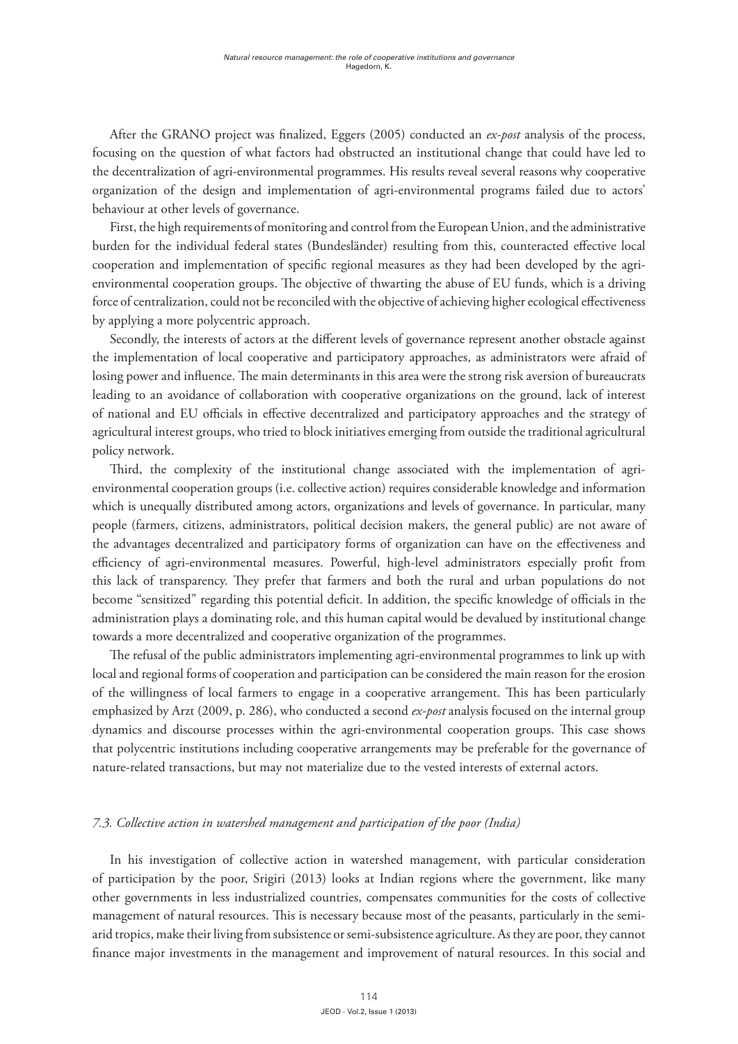After the GRANO project was finalized, Eggers (2005) conducted an *ex-post* analysis of the process, focusing on the question of what factors had obstructed an institutional change that could have led to the decentralization of agri-environmental programmes. His results reveal several reasons why cooperative organization of the design and implementation of agri-environmental programs failed due to actors' behaviour at other levels of governance.

First, the high requirements of monitoring and control from the European Union, and the administrative burden for the individual federal states (Bundesländer) resulting from this, counteracted effective local cooperation and implementation of specific regional measures as they had been developed by the agri-environmental cooperation groups. The objective of thwarting the abuse of EU funds, which is a driving force of centralization, could not be reconciled with the objective of achieving higher ecological effectiveness by applying a more polycentric approach.

Secondly, the interests of actors at the different levels of governance represent another obstacle against the implementation of local cooperative and participatory approaches, as administrators were afraid of losing power and influence. The main determinants in this area were the strong risk aversion of bureaucrats leading to an avoidance of collaboration with cooperative organizations on the ground, lack of interest of national and EU officials in effective decentralized and participatory approaches and the strategy of agricultural interest groups, who tried to block initiatives emerging from outside the traditional agricultural policy network.

Third, the complexity of the institutional change associated with the implementation of agri-environmental cooperation groups (i.e. collective action) requires considerable knowledge and information which is unequally distributed among actors, organizations and levels of governance. In particular, many people (farmers, citizens, administrators, political decision makers, the general public) are not aware of the advantages decentralized and participatory forms of organization can have on the effectiveness and efficiency of agri-environmental measures. Powerful, high-level administrators especially profit from this lack of transparency. They prefer that farmers and both the rural and urban populations do not become "sensitized" regarding this potential deficit. In addition, the specific knowledge of officials in the administration plays a dominating role, and this human capital would be devalued by institutional change towards a more decentralized and cooperative organization of the programmes.

The refusal of the public administrators implementing agri-environmental programmes to link up with local and regional forms of cooperation and participation can be considered the main reason for the erosion of the willingness of local farmers to engage in a cooperative arrangement. This has been particularly emphasized by Arzt (2009, p. 286), who conducted a second *ex-post* analysis focused on the internal group dynamics and discourse processes within the agri-environmental cooperation groups. This case shows that polycentric institutions including cooperative arrangements may be preferable for the governance of nature-related transactions, but may not materialize due to the vested interests of external actors.

### *7.3. Collective action in watershed management and participation of the poor (India)*

In his investigation of collective action in watershed management, with particular consideration of participation by the poor, Srigiri (2013) looks at Indian regions where the government, like many other governments in less industrialized countries, compensates communities for the costs of collective management of natural resources. This is necessary because most of the peasants, particularly in the semi-arid tropics, make their living from subsistence or semi-subsistence agriculture. As they are poor, they cannot finance major investments in the management and improvement of natural resources. In this social and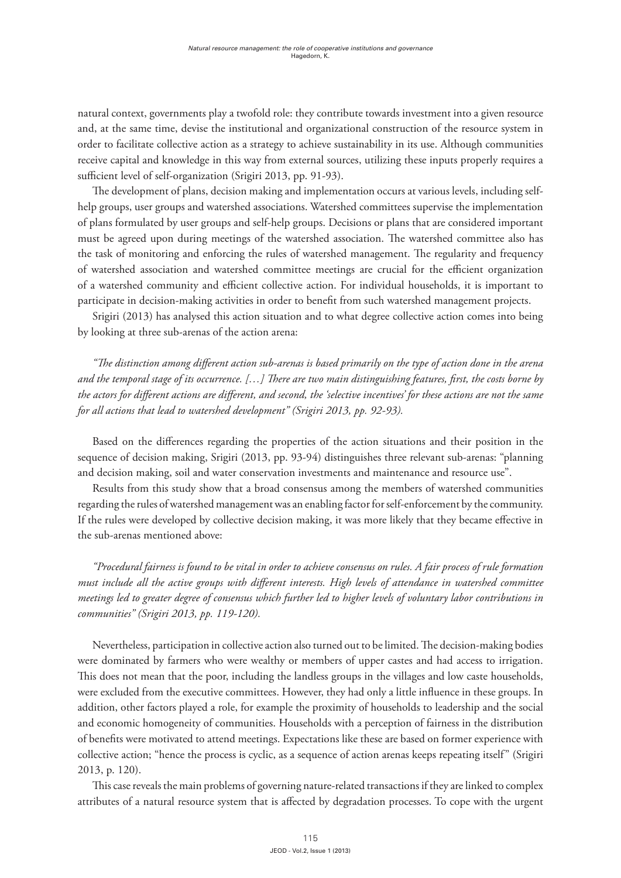natural context, governments play a twofold role: they contribute towards investment into a given resource and, at the same time, devise the institutional and organizational construction of the resource system in order to facilitate collective action as a strategy to achieve sustainability in its use. Although communities receive capital and knowledge in this way from external sources, utilizing these inputs properly requires a sufficient level of self-organization (Srigiri 2013, pp. 91-93).

The development of plans, decision making and implementation occurs at various levels, including self-help groups, user groups and watershed associations. Watershed committees supervise the implementation of plans formulated by user groups and self-help groups. Decisions or plans that are considered important must be agreed upon during meetings of the watershed association. The watershed committee also has the task of monitoring and enforcing the rules of watershed management. The regularity and frequency of watershed association and watershed committee meetings are crucial for the efficient organization of a watershed community and efficient collective action. For individual households, it is important to participate in decision-making activities in order to benefit from such watershed management projects.

Srigiri (2013) has analysed this action situation and to what degree collective action comes into being by looking at three sub-arenas of the action arena:

*"The distinction among different action sub-arenas is based primarily on the type of action done in the arena and the temporal stage of its occurrence. […] There are two main distinguishing features, first, the costs borne by the actors for different actions are different, and second, the 'selective incentives' for these actions are not the same for all actions that lead to watershed development" (Srigiri 2013, pp. 92-93).*

Based on the differences regarding the properties of the action situations and their position in the sequence of decision making, Srigiri (2013, pp. 93-94) distinguishes three relevant sub-arenas: "planning and decision making, soil and water conservation investments and maintenance and resource use".

Results from this study show that a broad consensus among the members of watershed communities regarding the rules of watershed management was an enabling factor for self-enforcement by the community. If the rules were developed by collective decision making, it was more likely that they became effective in the sub-arenas mentioned above:

*"Procedural fairness is found to be vital in order to achieve consensus on rules. A fair process of rule formation must include all the active groups with different interests. High levels of attendance in watershed committee meetings led to greater degree of consensus which further led to higher levels of voluntary labor contributions in communities" (Srigiri 2013, pp. 119-120).*

Nevertheless, participation in collective action also turned out to be limited. The decision-making bodies were dominated by farmers who were wealthy or members of upper castes and had access to irrigation. This does not mean that the poor, including the landless groups in the villages and low caste households, were excluded from the executive committees. However, they had only a little influence in these groups. In addition, other factors played a role, for example the proximity of households to leadership and the social and economic homogeneity of communities. Households with a perception of fairness in the distribution of benefits were motivated to attend meetings. Expectations like these are based on former experience with collective action; "hence the process is cyclic, as a sequence of action arenas keeps repeating itself" (Srigiri 2013, p. 120).

This case reveals the main problems of governing nature-related transactions if they are linked to complex attributes of a natural resource system that is affected by degradation processes. To cope with the urgent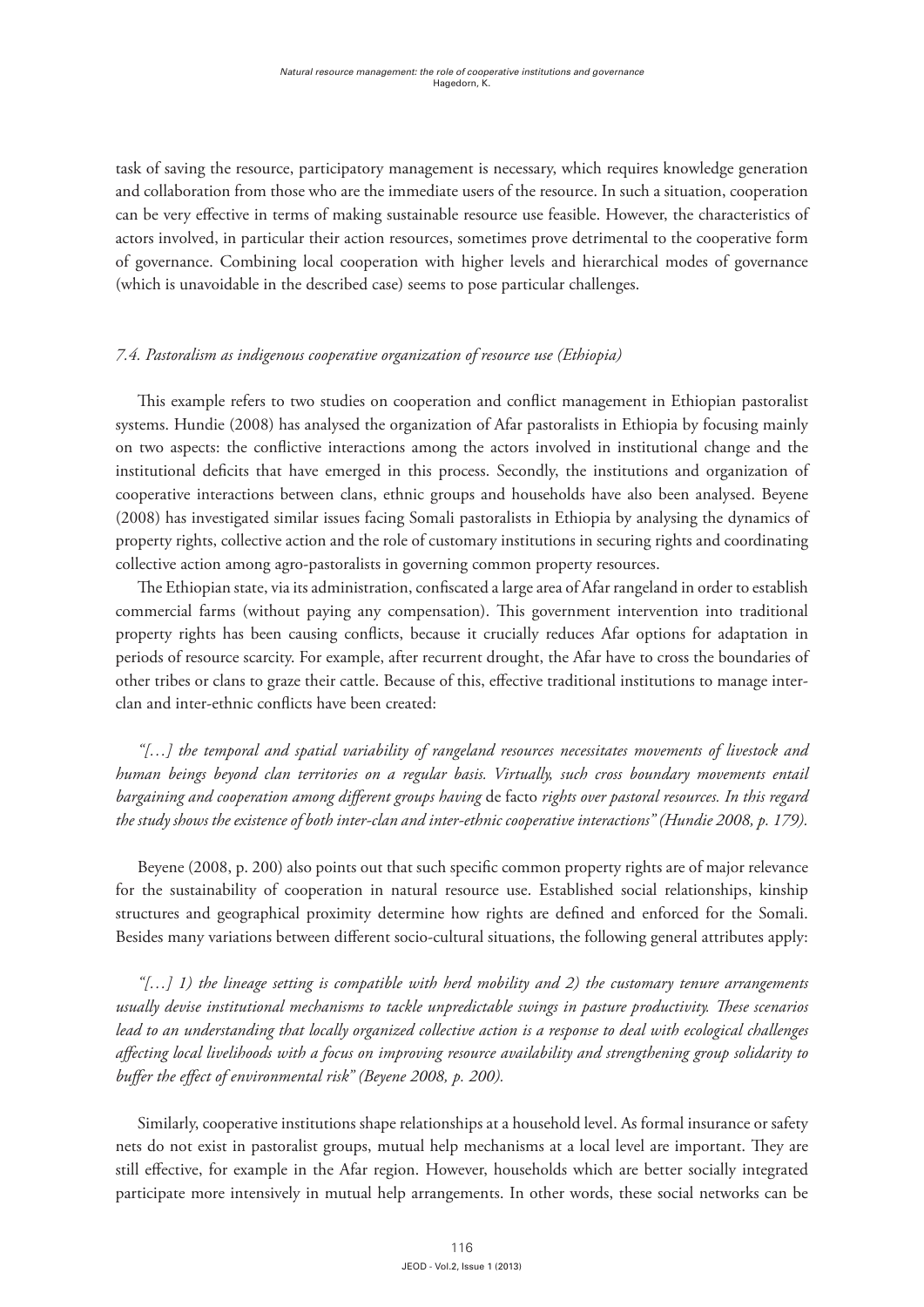task of saving the resource, participatory management is necessary, which requires knowledge generation and collaboration from those who are the immediate users of the resource. In such a situation, cooperation can be very effective in terms of making sustainable resource use feasible. However, the characteristics of actors involved, in particular their action resources, sometimes prove detrimental to the cooperative form of governance. Combining local cooperation with higher levels and hierarchical modes of governance (which is unavoidable in the described case) seems to pose particular challenges.

### *7.4. Pastoralism as indigenous cooperative organization of resource use (Ethiopia)*

This example refers to two studies on cooperation and conflict management in Ethiopian pastoralist systems. Hundie (2008) has analysed the organization of Afar pastoralists in Ethiopia by focusing mainly on two aspects: the conflictive interactions among the actors involved in institutional change and the institutional deficits that have emerged in this process. Secondly, the institutions and organization of cooperative interactions between clans, ethnic groups and households have also been analysed. Beyene (2008) has investigated similar issues facing Somali pastoralists in Ethiopia by analysing the dynamics of property rights, collective action and the role of customary institutions in securing rights and coordinating collective action among agro-pastoralists in governing common property resources.

The Ethiopian state, via its administration, confiscated a large area of Afar rangeland in order to establish commercial farms (without paying any compensation). This government intervention into traditional property rights has been causing conflicts, because it crucially reduces Afar options for adaptation in periods of resource scarcity. For example, after recurrent drought, the Afar have to cross the boundaries of other tribes or clans to graze their cattle. Because of this, effective traditional institutions to manage inter-clan and inter-ethnic conflicts have been created:

*"[…] the temporal and spatial variability of rangeland resources necessitates movements of livestock and human beings beyond clan territories on a regular basis. Virtually, such cross boundary movements entail bargaining and cooperation among different groups having* de facto *rights over pastoral resources. In this regard the study shows the existence of both inter-clan and inter-ethnic cooperative interactions" (Hundie 2008, p. 179).*

Beyene (2008, p. 200) also points out that such specific common property rights are of major relevance for the sustainability of cooperation in natural resource use. Established social relationships, kinship structures and geographical proximity determine how rights are defined and enforced for the Somali. Besides many variations between different socio-cultural situations, the following general attributes apply:

*"[…] 1) the lineage setting is compatible with herd mobility and 2) the customary tenure arrangements usually devise institutional mechanisms to tackle unpredictable swings in pasture productivity. These scenarios lead to an understanding that locally organized collective action is a response to deal with ecological challenges affecting local livelihoods with a focus on improving resource availability and strengthening group solidarity to buffer the effect of environmental risk" (Beyene 2008, p. 200).*

Similarly, cooperative institutions shape relationships at a household level. As formal insurance or safety nets do not exist in pastoralist groups, mutual help mechanisms at a local level are important. They are still effective, for example in the Afar region. However, households which are better socially integrated participate more intensively in mutual help arrangements. In other words, these social networks can be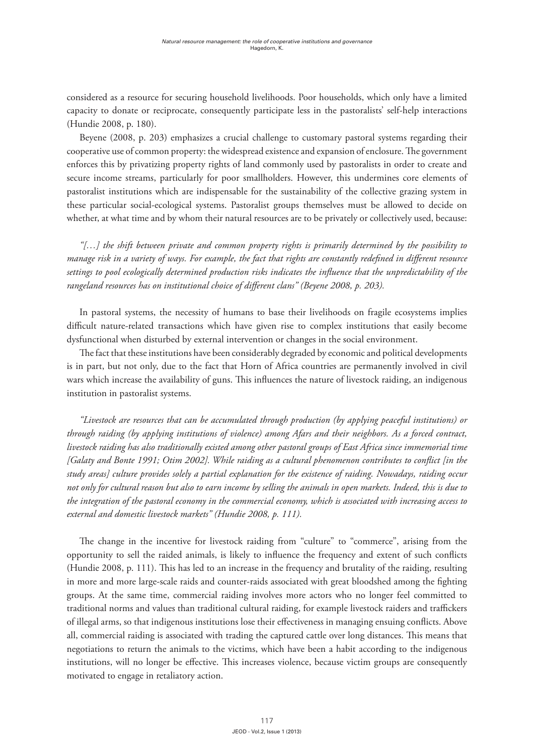considered as a resource for securing household livelihoods. Poor households, which only have a limited capacity to donate or reciprocate, consequently participate less in the pastoralists' self-help interactions (Hundie 2008, p. 180).

Beyene (2008, p. 203) emphasizes a crucial challenge to customary pastoral systems regarding their cooperative use of common property: the widespread existence and expansion of enclosure. The government enforces this by privatizing property rights of land commonly used by pastoralists in order to create and secure income streams, particularly for poor smallholders. However, this undermines core elements of pastoralist institutions which are indispensable for the sustainability of the collective grazing system in these particular social-ecological systems. Pastoralist groups themselves must be allowed to decide on whether, at what time and by whom their natural resources are to be privately or collectively used, because:

*"[…] the shift between private and common property rights is primarily determined by the possibility to manage risk in a variety of ways. For example, the fact that rights are constantly redefined in different resource settings to pool ecologically determined production risks indicates the influence that the unpredictability of the rangeland resources has on institutional choice of different clans" (Beyene 2008, p. 203).*

In pastoral systems, the necessity of humans to base their livelihoods on fragile ecosystems implies difficult nature-related transactions which have given rise to complex institutions that easily become dysfunctional when disturbed by external intervention or changes in the social environment.

The fact that these institutions have been considerably degraded by economic and political developments is in part, but not only, due to the fact that Horn of Africa countries are permanently involved in civil wars which increase the availability of guns. This influences the nature of livestock raiding, an indigenous institution in pastoralist systems.

*"Livestock are resources that can be accumulated through production (by applying peaceful institutions) or through raiding (by applying institutions of violence) among Afars and their neighbors. As a forced contract, livestock raiding has also traditionally existed among other pastoral groups of East Africa since immemorial time [Galaty and Bonte 1991; Otim 2002]. While raiding as a cultural phenomenon contributes to conflict [in the study areas] culture provides solely a partial explanation for the existence of raiding. Nowadays, raiding occur not only for cultural reason but also to earn income by selling the animals in open markets. Indeed, this is due to the integration of the pastoral economy in the commercial economy, which is associated with increasing access to external and domestic livestock markets" (Hundie 2008, p. 111).*

The change in the incentive for livestock raiding from "culture" to "commerce", arising from the opportunity to sell the raided animals, is likely to influence the frequency and extent of such conflicts (Hundie 2008, p. 111). This has led to an increase in the frequency and brutality of the raiding, resulting in more and more large-scale raids and counter-raids associated with great bloodshed among the fighting groups. At the same time, commercial raiding involves more actors who no longer feel committed to traditional norms and values than traditional cultural raiding, for example livestock raiders and traffickers of illegal arms, so that indigenous institutions lose their effectiveness in managing ensuing conflicts. Above all, commercial raiding is associated with trading the captured cattle over long distances. This means that negotiations to return the animals to the victims, which have been a habit according to the indigenous institutions, will no longer be effective. This increases violence, because victim groups are consequently motivated to engage in retaliatory action.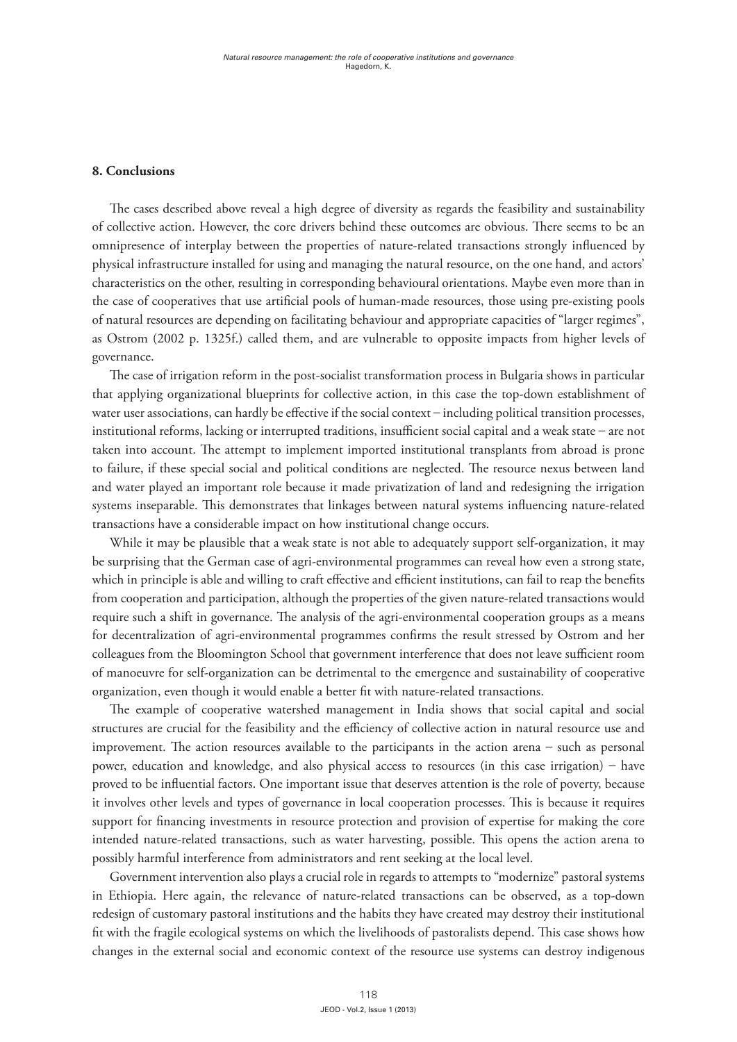## 8. Conclusions

The cases described above reveal a high degree of diversity as regards the feasibility and sustainability of collective action. However, the core drivers behind these outcomes are obvious. There seems to be an omnipresence of interplay between the properties of nature-related transactions strongly influenced by physical infrastructure installed for using and managing the natural resource, on the one hand, and actors' characteristics on the other, resulting in corresponding behavioural orientations. Maybe even more than in the case of cooperatives that use artificial pools of human-made resources, those using pre-existing pools of natural resources are depending on facilitating behaviour and appropriate capacities of "larger regimes", as Ostrom (2002 p. 1325f.) called them, and are vulnerable to opposite impacts from higher levels of governance.

The case of irrigation reform in the post-socialist transformation process in Bulgaria shows in particular that applying organizational blueprints for collective action, in this case the top-down establishment of water user associations, can hardly be effective if the social context – including political transition processes, institutional reforms, lacking or interrupted traditions, insufficient social capital and a weak state – are not taken into account. The attempt to implement imported institutional transplants from abroad is prone to failure, if these special social and political conditions are neglected. The resource nexus between land and water played an important role because it made privatization of land and redesigning the irrigation systems inseparable. This demonstrates that linkages between natural systems influencing nature-related transactions have a considerable impact on how institutional change occurs.

While it may be plausible that a weak state is not able to adequately support self-organization, it may be surprising that the German case of agri-environmental programmes can reveal how even a strong state, which in principle is able and willing to craft effective and efficient institutions, can fail to reap the benefits from cooperation and participation, although the properties of the given nature-related transactions would require such a shift in governance. The analysis of the agri-environmental cooperation groups as a means for decentralization of agri-environmental programmes confirms the result stressed by Ostrom and her colleagues from the Bloomington School that government interference that does not leave sufficient room of manoeuvre for self-organization can be detrimental to the emergence and sustainability of cooperative organization, even though it would enable a better fit with nature-related transactions.

The example of cooperative watershed management in India shows that social capital and social structures are crucial for the feasibility and the efficiency of collective action in natural resource use and improvement. The action resources available to the participants in the action arena – such as personal power, education and knowledge, and also physical access to resources (in this case irrigation) – have proved to be influential factors. One important issue that deserves attention is the role of poverty, because it involves other levels and types of governance in local cooperation processes. This is because it requires support for financing investments in resource protection and provision of expertise for making the core intended nature-related transactions, such as water harvesting, possible. This opens the action arena to possibly harmful interference from administrators and rent seeking at the local level.

Government intervention also plays a crucial role in regards to attempts to "modernize" pastoral systems in Ethiopia. Here again, the relevance of nature-related transactions can be observed, as a top-down redesign of customary pastoral institutions and the habits they have created may destroy their institutional fit with the fragile ecological systems on which the livelihoods of pastoralists depend. This case shows how changes in the external social and economic context of the resource use systems can destroy indigenous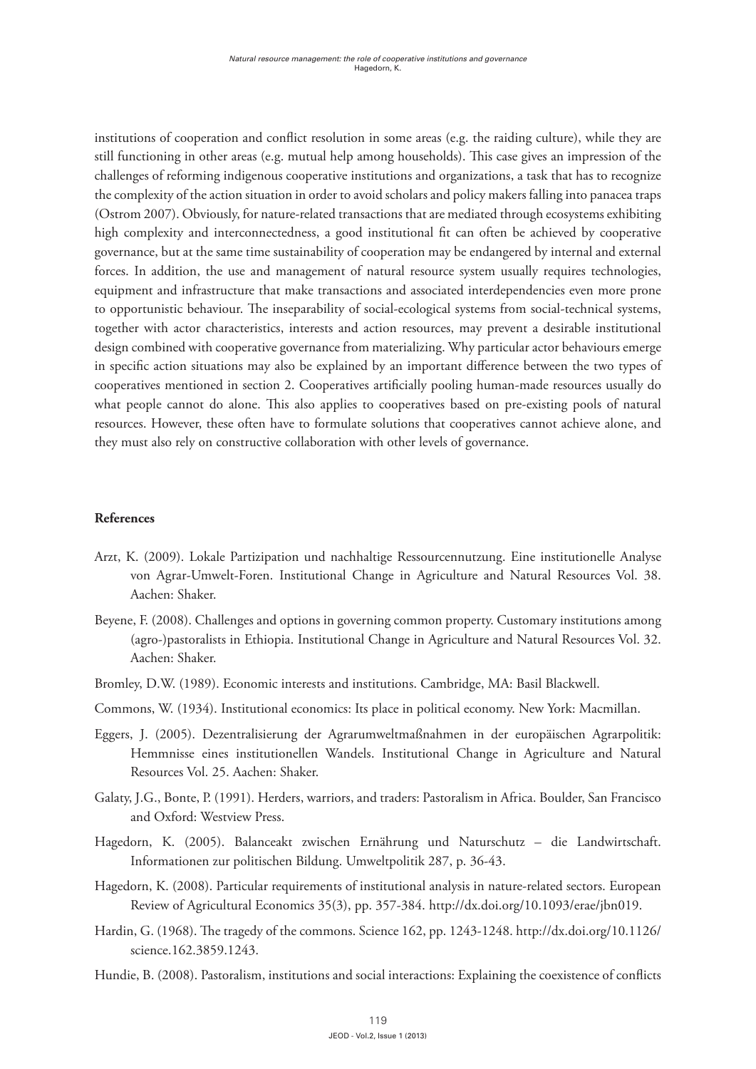institutions of cooperation and conflict resolution in some areas (e.g. the raiding culture), while they are still functioning in other areas (e.g. mutual help among households). This case gives an impression of the challenges of reforming indigenous cooperative institutions and organizations, a task that has to recognize the complexity of the action situation in order to avoid scholars and policy makers falling into panacea traps (Ostrom 2007). Obviously, for nature-related transactions that are mediated through ecosystems exhibiting high complexity and interconnectedness, a good institutional fit can often be achieved by cooperative governance, but at the same time sustainability of cooperation may be endangered by internal and external forces. In addition, the use and management of natural resource system usually requires technologies, equipment and infrastructure that make transactions and associated interdependencies even more prone to opportunistic behaviour. The inseparability of social-ecological systems from social-technical systems, together with actor characteristics, interests and action resources, may prevent a desirable institutional design combined with cooperative governance from materializing. Why particular actor behaviours emerge in specific action situations may also be explained by an important difference between the two types of cooperatives mentioned in section 2. Cooperatives artificially pooling human-made resources usually do what people cannot do alone. This also applies to cooperatives based on pre-existing pools of natural resources. However, these often have to formulate solutions that cooperatives cannot achieve alone, and they must also rely on constructive collaboration with other levels of governance.

**References**

Arzt, K. (2009). Lokale Partizipation und nachhaltige Ressourcennutzung. Eine institutionelle Analyse von Agrar-Umwelt-Foren. Institutional Change in Agriculture and Natural Resources Vol. 38. Aachen: Shaker.

Beyene, F. (2008). Challenges and options in governing common property. Customary institutions among (agro-)pastoralists in Ethiopia. Institutional Change in Agriculture and Natural Resources Vol. 32. Aachen: Shaker.

Bromley, D.W. (1989). Economic interests and institutions. Cambridge, MA: Basil Blackwell.

Commons, W. (1934). Institutional economics: Its place in political economy. New York: Macmillan.

Eggers, J. (2005). Dezentralisierung der Agrarumweltmaßnahmen in der europäischen Agrarpolitik: Hemmnisse eines institutionellen Wandels. Institutional Change in Agriculture and Natural Resources Vol. 25. Aachen: Shaker.

Galaty, J.G., Bonte, P. (1991). Herders, warriors, and traders: Pastoralism in Africa. Boulder, San Francisco and Oxford: Westview Press.

Hagedorn, K. (2005). Balanceakt zwischen Ernährung und Naturschutz – die Landwirtschaft. Informationen zur politischen Bildung. Umweltpolitik 287, p. 36-43.

Hagedorn, K. (2008). Particular requirements of institutional analysis in nature-related sectors. European Review of Agricultural Economics 35(3), pp. 357-384. http://dx.doi.org/10.1093/erae/jbn019.

Hardin, G. (1968). The tragedy of the commons. Science 162, pp. 1243-1248. http://dx.doi.org/10.1126/science.162.3859.1243.

Hundie, B. (2008). Pastoralism, institutions and social interactions: Explaining the coexistence of conflicts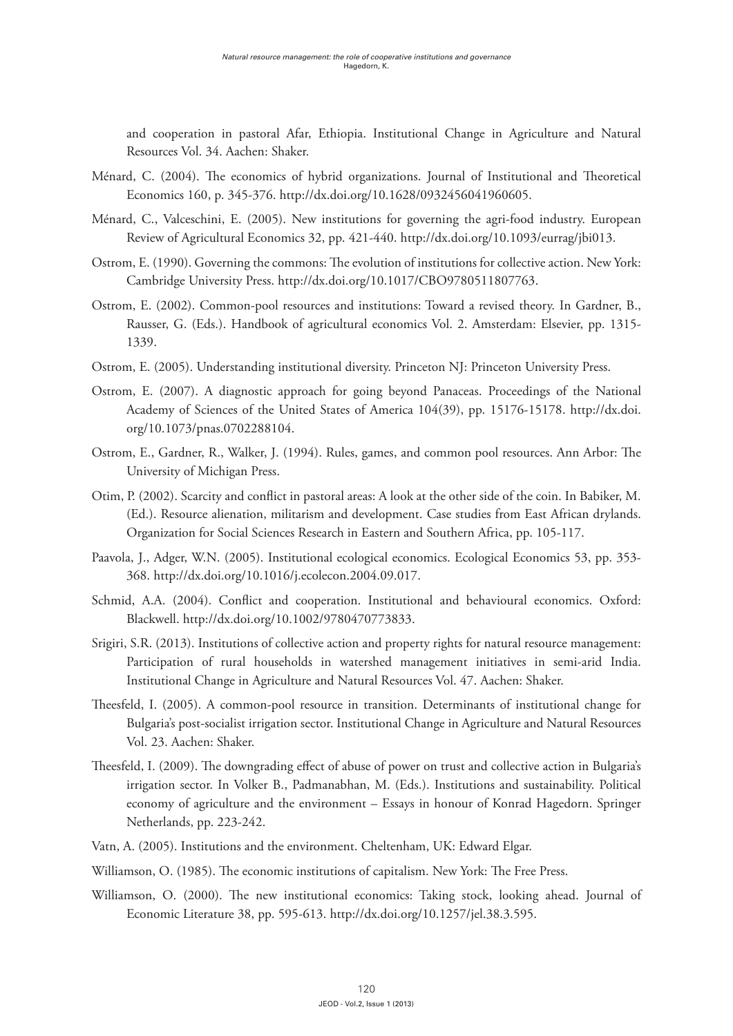and cooperation in pastoral Afar, Ethiopia. Institutional Change in Agriculture and Natural Resources Vol. 34. Aachen: Shaker.

Ménard, C. (2004). The economics of hybrid organizations. Journal of Institutional and Theoretical Economics 160, p. 345-376. http://dx.doi.org/10.1628/0932456041960605.

Ménard, C., Valceschini, E. (2005). New institutions for governing the agri-food industry. European Review of Agricultural Economics 32, pp. 421-440. http://dx.doi.org/10.1093/eurrag/jbi013.

Ostrom, E. (1990). Governing the commons: The evolution of institutions for collective action. New York: Cambridge University Press. http://dx.doi.org/10.1017/CBO9780511807763.

Ostrom, E. (2002). Common-pool resources and institutions: Toward a revised theory. In Gardner, B., Rausser, G. (Eds.). Handbook of agricultural economics Vol. 2. Amsterdam: Elsevier, pp. 1315-1339.

Ostrom, E. (2005). Understanding institutional diversity. Princeton NJ: Princeton University Press.

Ostrom, E. (2007). A diagnostic approach for going beyond Panaceas. Proceedings of the National Academy of Sciences of the United States of America 104(39), pp. 15176-15178. http://dx.doi.org/10.1073/pnas.0702288104.

Ostrom, E., Gardner, R., Walker, J. (1994). Rules, games, and common pool resources. Ann Arbor: The University of Michigan Press.

Otim, P. (2002). Scarcity and conflict in pastoral areas: A look at the other side of the coin. In Babiker, M. (Ed.). Resource alienation, militarism and development. Case studies from East African drylands. Organization for Social Sciences Research in Eastern and Southern Africa, pp. 105-117.

Paavola, J., Adger, W.N. (2005). Institutional ecological economics. Ecological Economics 53, pp. 353-368. http://dx.doi.org/10.1016/j.ecolecon.2004.09.017.

Schmid, A.A. (2004). Conflict and cooperation. Institutional and behavioural economics. Oxford: Blackwell. http://dx.doi.org/10.1002/9780470773833.

Srigiri, S.R. (2013). Institutions of collective action and property rights for natural resource management: Participation of rural households in watershed management initiatives in semi-arid India. Institutional Change in Agriculture and Natural Resources Vol. 47. Aachen: Shaker.

Theesfeld, I. (2005). A common-pool resource in transition. Determinants of institutional change for Bulgaria's post-socialist irrigation sector. Institutional Change in Agriculture and Natural Resources Vol. 23. Aachen: Shaker.

Theesfeld, I. (2009). The downgrading effect of abuse of power on trust and collective action in Bulgaria's irrigation sector. In Volker B., Padmanabhan, M. (Eds.). Institutions and sustainability. Political economy of agriculture and the environment – Essays in honour of Konrad Hagedorn. Springer Netherlands, pp. 223-242.

Vatn, A. (2005). Institutions and the environment. Cheltenham, UK: Edward Elgar.

Williamson, O. (1985). The economic institutions of capitalism. New York: The Free Press.

Williamson, O. (2000). The new institutional economics: Taking stock, looking ahead. Journal of Economic Literature 38, pp. 595-613. http://dx.doi.org/10.1257/jel.38.3.595.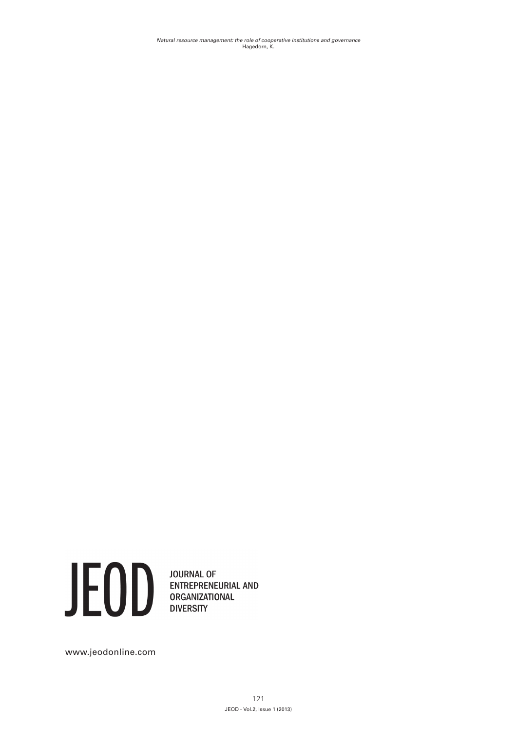JEOD

JOURNAL OF ENTREPRENEURIAL AND ORGANIZATIONAL DIVERSITY

www.jeodonline.com